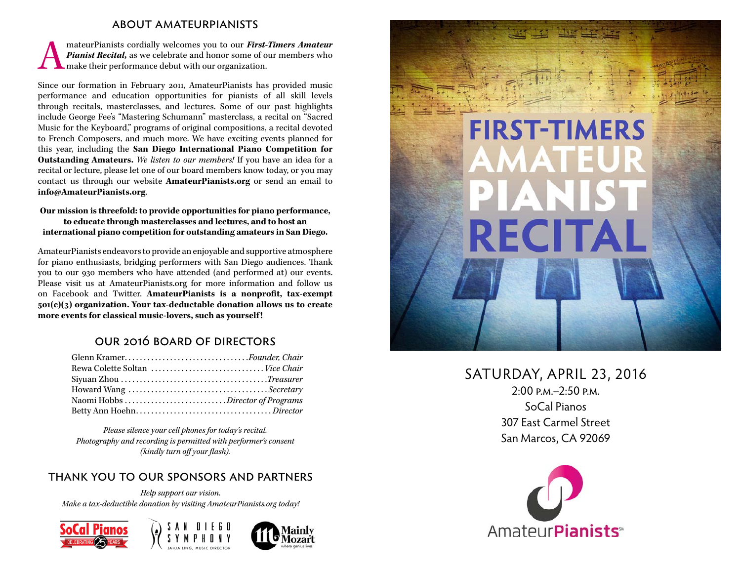## ABOUT AMATEURPIANISTS

AmateurPianists cordially welcomes you to our ***First-Timers Amateur Pianist Recital,*** as we celebrate and honor some of our members who make their performance debut with our organization.

Since our formation in February 2011, AmateurPianists has provided music performance and education opportunities for pianists of all skill levels through recitals, masterclasses, and lectures. Some of our past highlights include George Fee's "Mastering Schumann" masterclass, a recital on "Sacred Music for the Keyboard," programs of original compositions, a recital devoted to French Composers, and much more. We have exciting events planned for this year, including the **San Diego International Piano Competition for Outstanding Amateurs.** *We listen to our members!* If you have an idea for a recital or lecture, please let one of our board members know today, or you may contact us through our website **AmateurPianists.org** or send an email to **info@AmateurPianists.org**.

**Our mission is threefold: to provide opportunities for piano performance, to educate through masterclasses and lectures, and to host an international piano competition for outstanding amateurs in San Diego.**

AmateurPianists endeavors to provide an enjoyable and supportive atmosphere for piano enthusiasts, bridging performers with San Diego audiences. Thank you to our 930 members who have attended (and performed at) our events. Please visit us at AmateurPianists.org for more information and follow us on Facebook and Twitter. **AmateurPianists is a nonprofit, tax-exempt 501(c)(3) organization. Your tax-deductable donation allows us to create more events for classical music-lovers, such as yourself!**

## OUR 2016 BOARD OF DIRECTORS

Glenn Kramer................................*Founder, Chair*
Rewa Colette Soltan .............................*Vice Chair*
Siyuan Zhou ......................................*Treasurer*
Howard Wang ....................................*Secretary*
Naomi Hobbs ..........................*Director of Programs*
Betty Ann Hoehn....................................*Director*

*Please silence your cell phones for today's recital.*
*Photography and recording is permitted with performer's consent (kindly turn off your flash).*

## THANK YOU TO OUR SPONSORS AND PARTNERS

*Help support our vision.*
*Make a tax-deductible donation by visiting AmateurPianists.org today!*

SoCal Pianos — Celebrating 25 Years
San Diego Symphony — Jahja Ling, Music Director
Mainly Mozart — where genius lives

# FIRST-TIMERS AMATEUR PIANIST RECITAL

## SATURDAY, APRIL 23, 2016

2:00 P.M.–2:50 P.M.
SoCal Pianos
307 East Carmel Street
San Marcos, CA 92069

AmateurPianists℠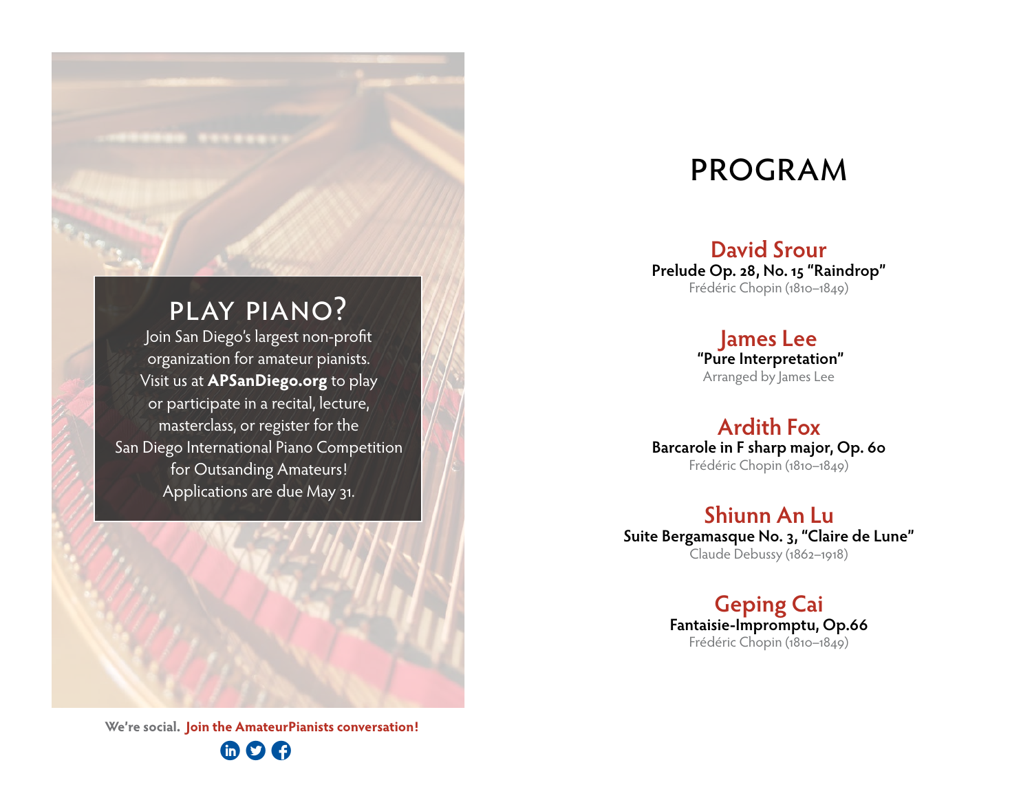## PLAY PIANO?

Join San Diego's largest non-profit organization for amateur pianists. Visit us at **APSanDiego.org** to play or participate in a recital, lecture, masterclass, or register for the San Diego International Piano Competition for Outsanding Amateurs! Applications are due May 31.

We're social. **Join the AmateurPianists conversation!**

# PROGRAM

### David Srour
**Prelude Op. 28, No. 15 "Raindrop"**
Frédéric Chopin (1810–1849)

### James Lee
**"Pure Interpretation"**
Arranged by James Lee

### Ardith Fox
**Barcarole in F sharp major, Op. 60**
Frédéric Chopin (1810–1849)

### Shiunn An Lu
**Suite Bergamasque No. 3, "Claire de Lune"**
Claude Debussy (1862–1918)

### Geping Cai
**Fantaisie-Impromptu, Op.66**
Frédéric Chopin (1810–1849)